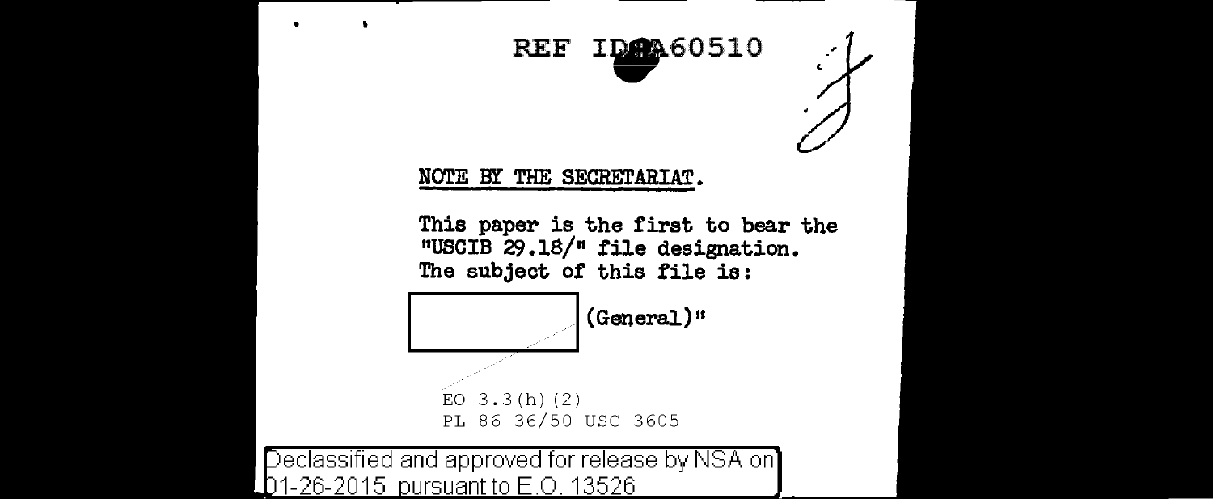REF ID:A60510

NOTE BY THE SECRETARIAT.

This paper is the first to bear the "USCIB 29.18/" file designation. The subject of this file is:

[redacted] (General)"

EO 3.3(h)(2)
PL 86-36/50 USC 3605

Declassified and approved for release by NSA on 01-26-2015 pursuant to E.O. 13526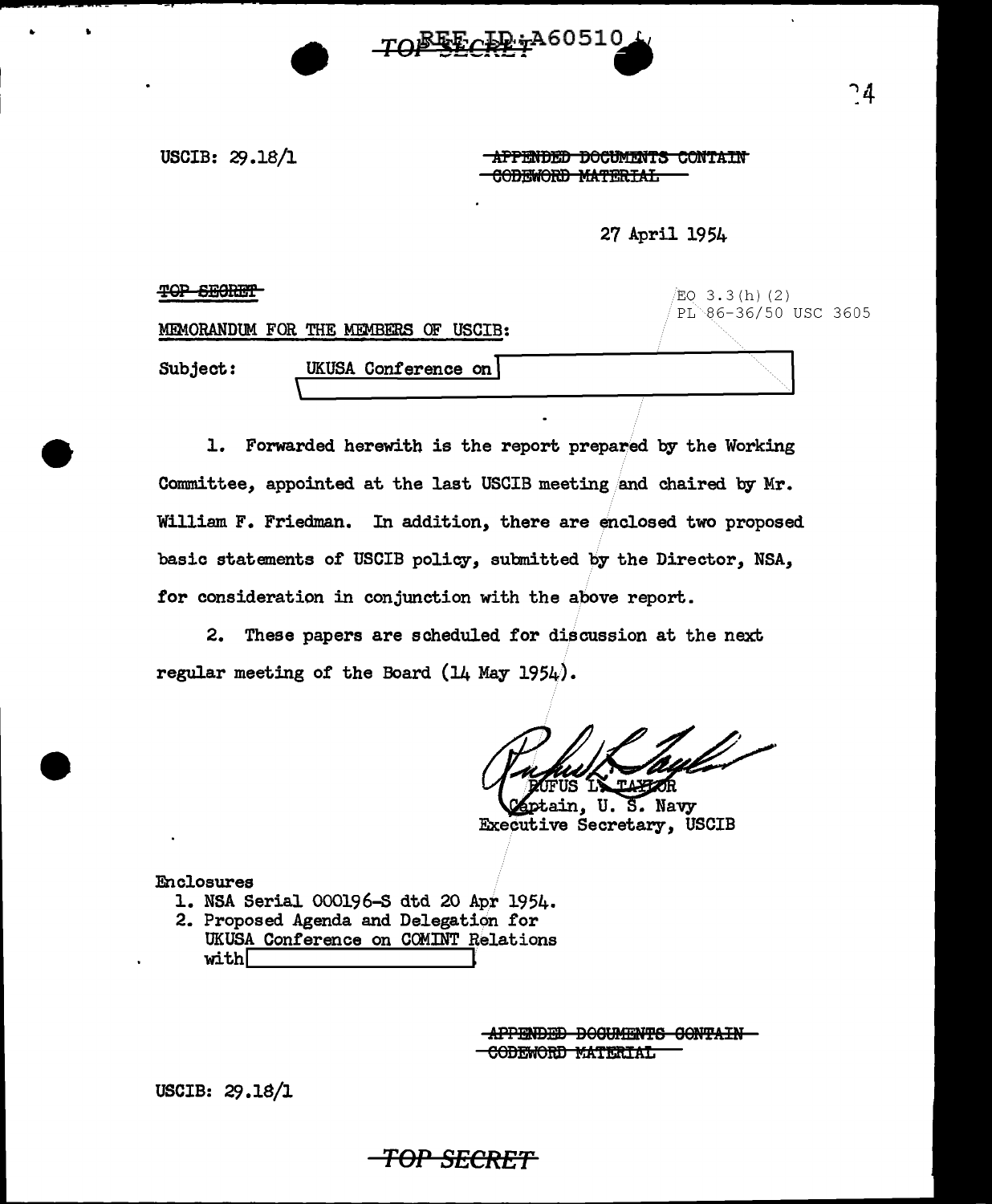TOP SECRET REF ID:A60510

USCIB: 29.18/1

~~APPENDED DOCUMENTS CONTAIN CODEWORD MATERIAL~~

27 April 1954

~~TOP SECRET~~

EO 3.3(h)(2)
PL 86-36/50 USC 3605

MEMORANDUM FOR THE MEMBERS OF USCIB:

Subject: UKUSA Conference on [redacted]

1. Forwarded herewith is the report prepared by the Working Committee, appointed at the last USCIB meeting and chaired by Mr. William F. Friedman. In addition, there are enclosed two proposed basic statements of USCIB policy, submitted by the Director, NSA, for consideration in conjunction with the above report.

2. These papers are scheduled for discussion at the next regular meeting of the Board (14 May 1954).

RUFUS L. TAYLOR
Captain, U. S. Navy
Executive Secretary, USCIB

Enclosures
1. NSA Serial 000196-S dtd 20 Apr 1954.
2. Proposed Agenda and Delegation for UKUSA Conference on COMINT Relations with [redacted]

~~APPENDED DOCUMENTS CONTAIN CODEWORD MATERIAL~~

USCIB: 29.18/1

TOP SECRET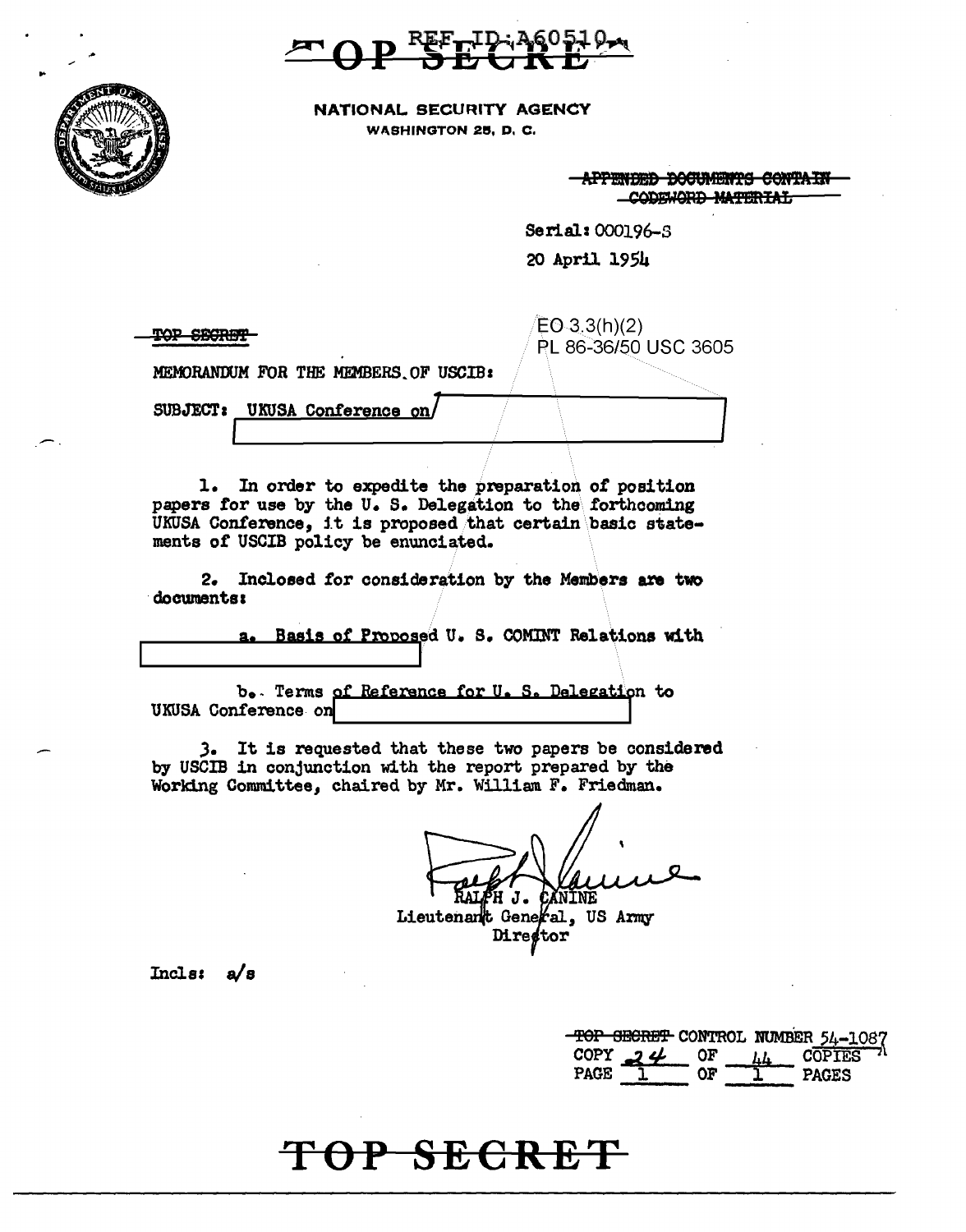TOP SECRET

REF ID:A60510

NATIONAL SECURITY AGENCY
WASHINGTON 25, D. C.

~~APPENDED DOCUMENTS CONTAIN CODEWORD MATERIAL~~

Serial: 000196-S

20 April 1954

~~TOP SECRET~~

EO 3.3(h)(2)
PL 86-36/50 USC 3605

MEMORANDUM FOR THE MEMBERS OF USCIB:

SUBJECT: UKUSA Conference on [redacted]

1. In order to expedite the preparation of position papers for use by the U. S. Delegation to the forthcoming UKUSA Conference, it is proposed that certain basic statements of USCIB policy be enunciated.

2. Inclosed for consideration by the Members are two documents:

a. Basis of Proposed U. S. COMINT Relations with [redacted]

b. Terms of Reference for U. S. Delegation to UKUSA Conference on [redacted]

3. It is requested that these two papers be considered by USCIB in conjunction with the report prepared by the Working Committee, chaired by Mr. William F. Friedman.

RALPH J. CANINE
Lieutenant General, US Army
Director

Incls: a/s

~~TOP SECRET~~ CONTROL NUMBER 54-1087
COPY 24 OF 44 COPIES
PAGE 1 OF 1 PAGES

TOP SECRET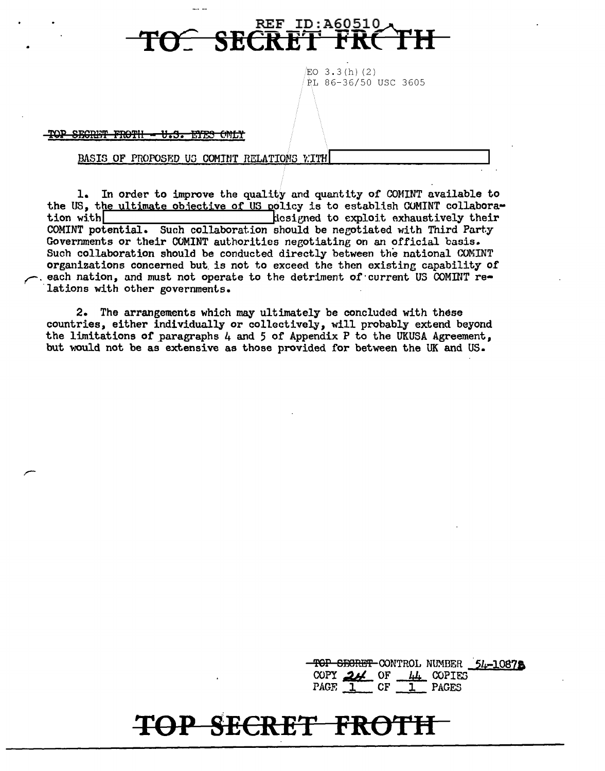EO 3.3(h)(2)
PL 86-36/50 USC 3605

~~TOP SECRET FROTH - U.S. EYES ONLY~~

BASIS OF PROPOSED US COMINT RELATIONS WITH [REDACTED]

1. In order to improve the quality and quantity of COMINT available to the US, the ultimate objective of US policy is to establish COMINT collaboration with [REDACTED] designed to exploit exhaustively their COMINT potential. Such collaboration should be negotiated with Third Party Governments or their COMINT authorities negotiating on an official basis. Such collaboration should be conducted directly between the national COMINT organizations concerned but is not to exceed the then existing capability of each nation, and must not operate to the detriment of current US COMINT relations with other governments.

2. The arrangements which may ultimately be concluded with these countries, either individually or collectively, will probably extend beyond the limitations of paragraphs 4 and 5 of Appendix P to the UKUSA Agreement, but would not be as extensive as those provided for between the UK and US.

~~TOP SECRET~~ CONTROL NUMBER 54-1087B
COPY 24 OF 44 COPIES
PAGE 1 OF 1 PAGES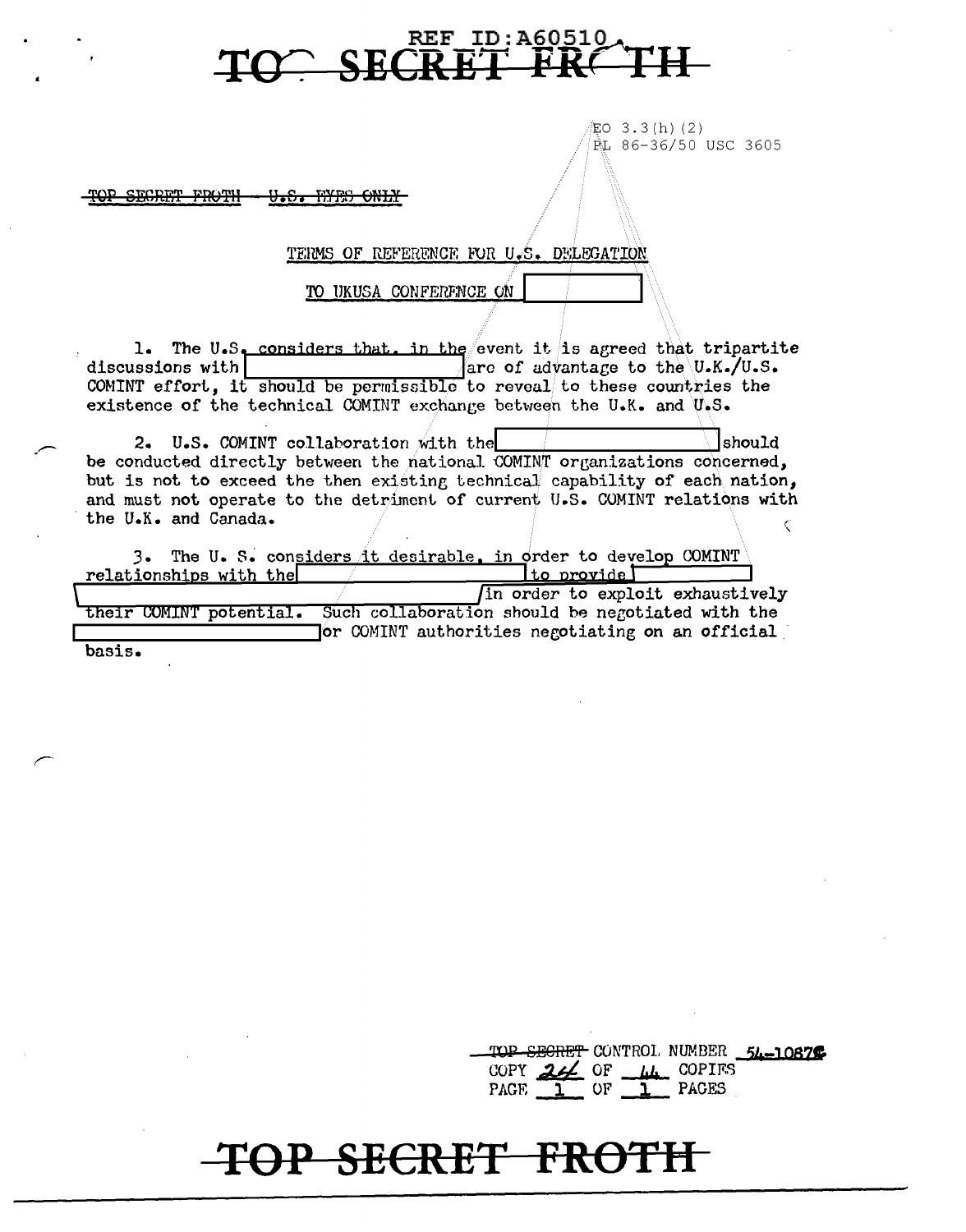REF ID:A60510

TOP SECRET FROTH

EO 3.3(h)(2)
PL 86-36/50 USC 3605

~~TOP SECRET FROTH - U.S. EYES ONLY~~

TERMS OF REFERENCE FOR U.S. DELEGATION

TO UKUSA CONFERENCE ON [ ]

1. The U.S. considers that, in the event it is agreed that tripartite discussions with [ ] are of advantage to the U.K./U.S. COMINT effort, it should be permissible to reveal to these countries the existence of the technical COMINT exchange between the U.K. and U.S.

2. U.S. COMINT collaboration with the [ ] should be conducted directly between the national COMINT organizations concerned, but is not to exceed the then existing technical capability of each nation, and must not operate to the detriment of current U.S. COMINT relations with the U.K. and Canada.

3. The U. S. considers it desirable, in order to develop COMINT relationships with the [ ] to provide [ ] [ ] in order to exploit exhaustively their COMINT potential. Such collaboration should be negotiated with the [ ] or COMINT authorities negotiating on an official basis.

~~TOP SECRET~~ CONTROL NUMBER 54-1087C
COPY 24 OF 44 COPIES
PAGE 1 OF 1 PAGES

TOP SECRET FROTH